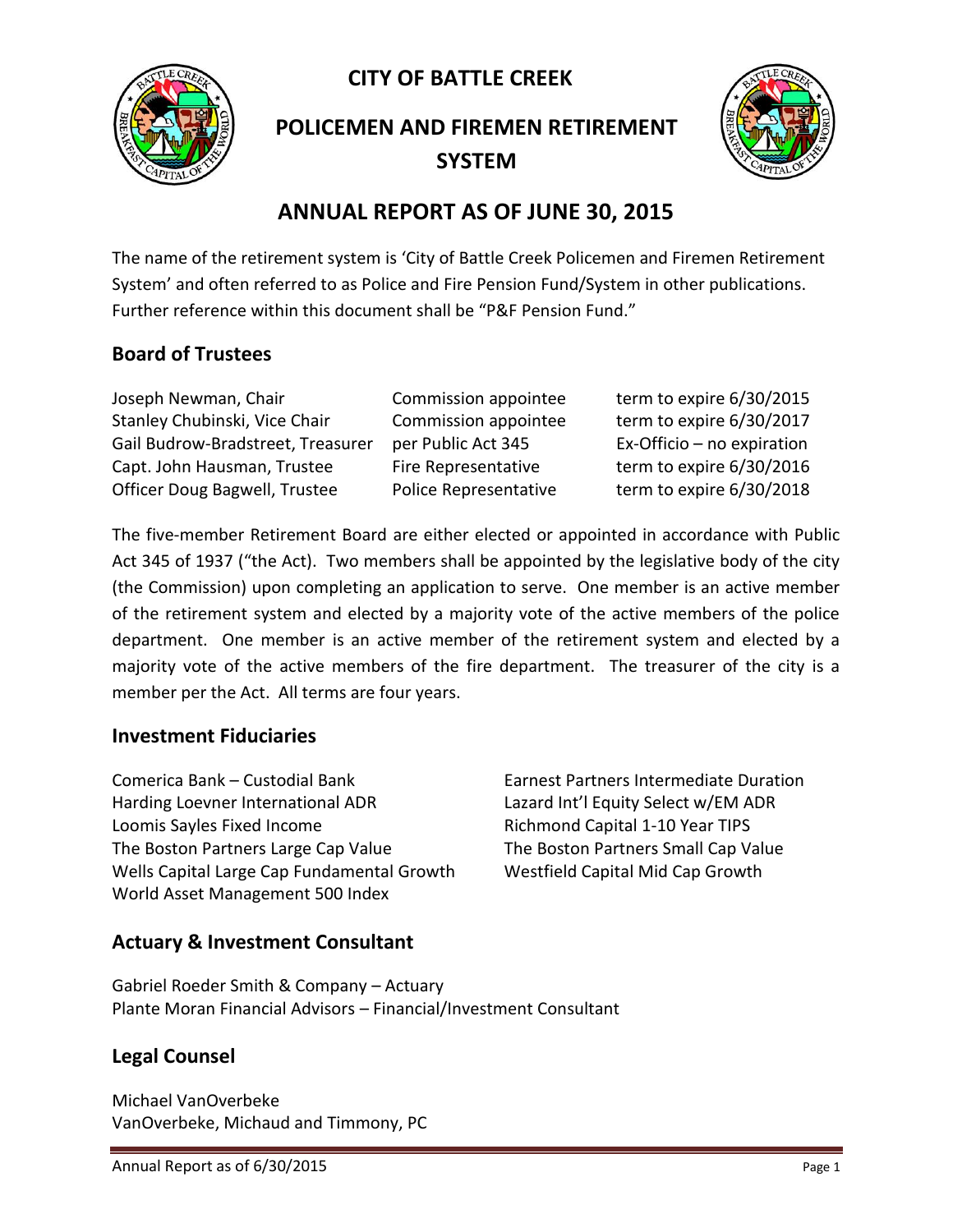# CITY OF BATTLE CREEK

# POLICEMEN AND FIREMEN RETIREMENT SYSTEM

# ANNUAL REPORT AS OF JUNE 30, 2015

The name of the retirement system is 'City of Battle Creek Policemen and Firemen Retirement System' and often referred to as Police and Fire Pension Fund/System in other publications. Further reference within this document shall be "P&F Pension Fund."

## Board of Trustees

| | | |
|---|---|---|
| Joseph Newman, Chair | Commission appointee | term to expire 6/30/2015 |
| Stanley Chubinski, Vice Chair | Commission appointee | term to expire 6/30/2017 |
| Gail Budrow-Bradstreet, Treasurer | per Public Act 345 | Ex-Officio – no expiration |
| Capt. John Hausman, Trustee | Fire Representative | term to expire 6/30/2016 |
| Officer Doug Bagwell, Trustee | Police Representative | term to expire 6/30/2018 |

The five-member Retirement Board are either elected or appointed in accordance with Public Act 345 of 1937 ("the Act). Two members shall be appointed by the legislative body of the city (the Commission) upon completing an application to serve. One member is an active member of the retirement system and elected by a majority vote of the active members of the police department. One member is an active member of the retirement system and elected by a majority vote of the active members of the fire department. The treasurer of the city is a member per the Act. All terms are four years.

## Investment Fiduciaries

Comerica Bank – Custodial Bank
Harding Loevner International ADR
Loomis Sayles Fixed Income
The Boston Partners Large Cap Value
Wells Capital Large Cap Fundamental Growth
World Asset Management 500 Index
Earnest Partners Intermediate Duration
Lazard Int'l Equity Select w/EM ADR
Richmond Capital 1-10 Year TIPS
The Boston Partners Small Cap Value
Westfield Capital Mid Cap Growth

## Actuary & Investment Consultant

Gabriel Roeder Smith & Company – Actuary
Plante Moran Financial Advisors – Financial/Investment Consultant

## Legal Counsel

Michael VanOverbeke
VanOverbeke, Michaud and Timmony, PC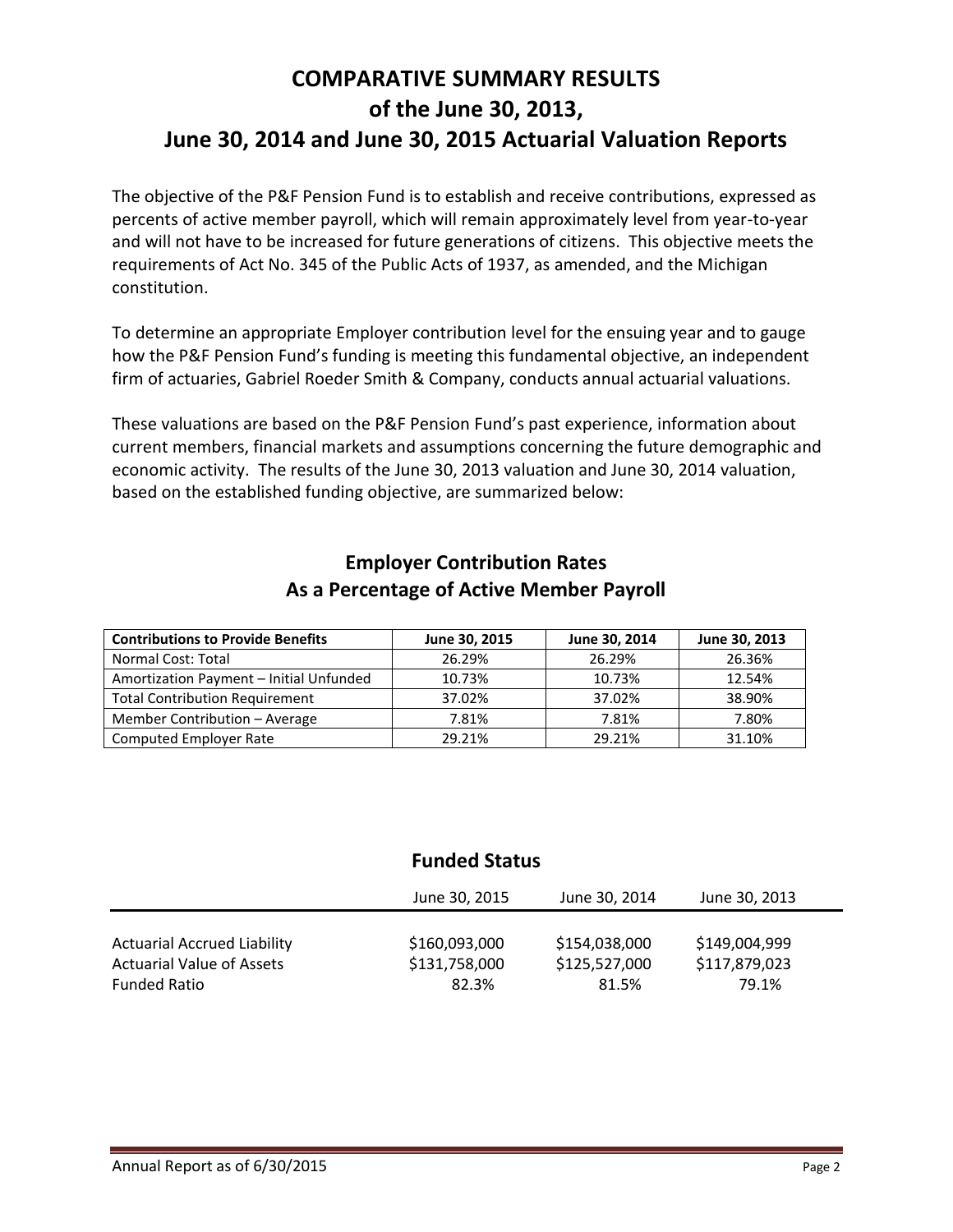# COMPARATIVE SUMMARY RESULTS of the June 30, 2013, June 30, 2014 and June 30, 2015 Actuarial Valuation Reports

The objective of the P&F Pension Fund is to establish and receive contributions, expressed as percents of active member payroll, which will remain approximately level from year-to-year and will not have to be increased for future generations of citizens. This objective meets the requirements of Act No. 345 of the Public Acts of 1937, as amended, and the Michigan constitution.

To determine an appropriate Employer contribution level for the ensuing year and to gauge how the P&F Pension Fund's funding is meeting this fundamental objective, an independent firm of actuaries, Gabriel Roeder Smith & Company, conducts annual actuarial valuations.

These valuations are based on the P&F Pension Fund's past experience, information about current members, financial markets and assumptions concerning the future demographic and economic activity. The results of the June 30, 2013 valuation and June 30, 2014 valuation, based on the established funding objective, are summarized below:

## Employer Contribution Rates As a Percentage of Active Member Payroll

| Contributions to Provide Benefits | June 30, 2015 | June 30, 2014 | June 30, 2013 |
|---|---|---|---|
| Normal Cost: Total | 26.29% | 26.29% | 26.36% |
| Amortization Payment – Initial Unfunded | 10.73% | 10.73% | 12.54% |
| Total Contribution Requirement | 37.02% | 37.02% | 38.90% |
| Member Contribution – Average | 7.81% | 7.81% | 7.80% |
| Computed Employer Rate | 29.21% | 29.21% | 31.10% |

## Funded Status

| | June 30, 2015 | June 30, 2014 | June 30, 2013 |
|---|---|---|---|
| Actuarial Accrued Liability | $160,093,000 | $154,038,000 | $149,004,999 |
| Actuarial Value of Assets | $131,758,000 | $125,527,000 | $117,879,023 |
| Funded Ratio | 82.3% | 81.5% | 79.1% |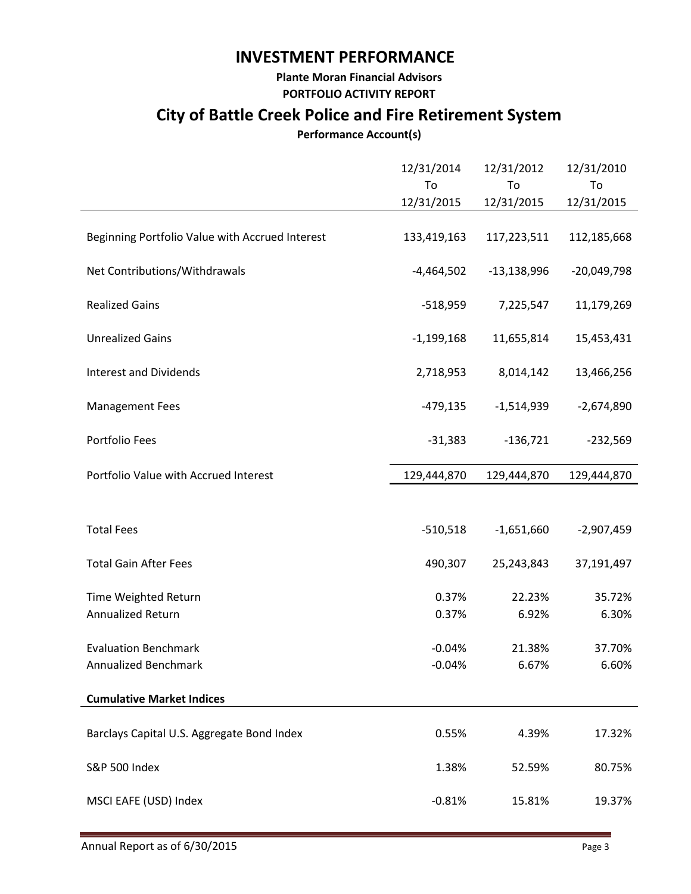# INVESTMENT PERFORMANCE

**Plante Moran Financial Advisors**

**PORTFOLIO ACTIVITY REPORT**

## City of Battle Creek Police and Fire Retirement System

**Performance Account(s)**

| | 12/31/2014 To 12/31/2015 | 12/31/2012 To 12/31/2015 | 12/31/2010 To 12/31/2015 |
|---|---|---|---|
| Beginning Portfolio Value with Accrued Interest | 133,419,163 | 117,223,511 | 112,185,668 |
| Net Contributions/Withdrawals | -4,464,502 | -13,138,996 | -20,049,798 |
| Realized Gains | -518,959 | 7,225,547 | 11,179,269 |
| Unrealized Gains | -1,199,168 | 11,655,814 | 15,453,431 |
| Interest and Dividends | 2,718,953 | 8,014,142 | 13,466,256 |
| Management Fees | -479,135 | -1,514,939 | -2,674,890 |
| Portfolio Fees | -31,383 | -136,721 | -232,569 |
| Portfolio Value with Accrued Interest | 129,444,870 | 129,444,870 | 129,444,870 |
| Total Fees | -510,518 | -1,651,660 | -2,907,459 |
| Total Gain After Fees | 490,307 | 25,243,843 | 37,191,497 |
| Time Weighted Return | 0.37% | 22.23% | 35.72% |
| Annualized Return | 0.37% | 6.92% | 6.30% |
| Evaluation Benchmark | -0.04% | 21.38% | 37.70% |
| Annualized Benchmark | -0.04% | 6.67% | 6.60% |
| **Cumulative Market Indices** | | | |
| Barclays Capital U.S. Aggregate Bond Index | 0.55% | 4.39% | 17.32% |
| S&P 500 Index | 1.38% | 52.59% | 80.75% |
| MSCI EAFE (USD) Index | -0.81% | 15.81% | 19.37% |

Annual Report as of 6/30/2015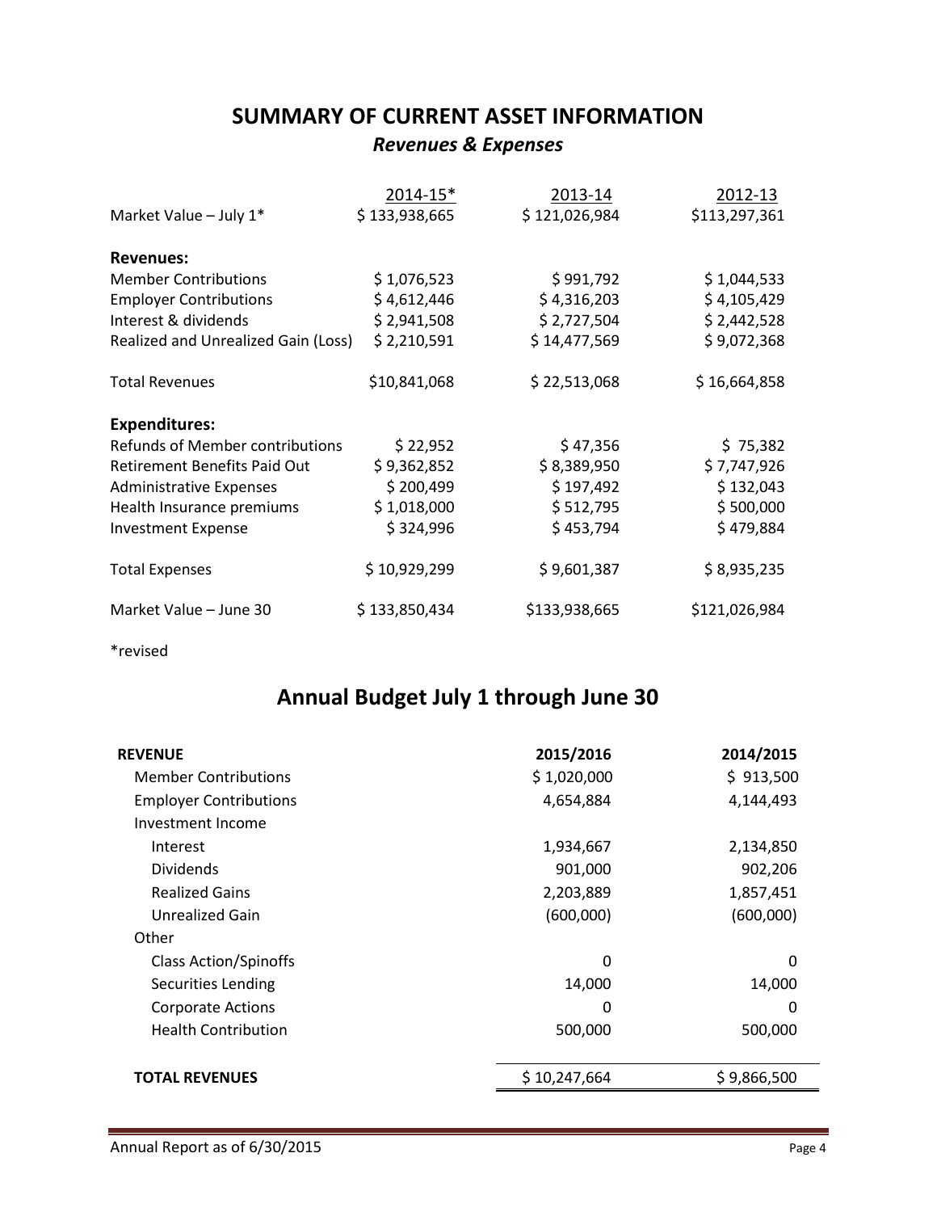## SUMMARY OF CURRENT ASSET INFORMATION

### *Revenues & Expenses*

| | 2014-15* | 2013-14 | 2012-13 |
|---|---|---|---|
| Market Value – July 1* | $ 133,938,665 | $ 121,026,984 | $113,297,361 |
| **Revenues:** | | | |
| Member Contributions | $ 1,076,523 | $ 991,792 | $ 1,044,533 |
| Employer Contributions | $ 4,612,446 | $ 4,316,203 | $ 4,105,429 |
| Interest & dividends | $ 2,941,508 | $ 2,727,504 | $ 2,442,528 |
| Realized and Unrealized Gain (Loss) | $ 2,210,591 | $ 14,477,569 | $ 9,072,368 |
| Total Revenues | $10,841,068 | $ 22,513,068 | $ 16,664,858 |
| **Expenditures:** | | | |
| Refunds of Member contributions | $ 22,952 | $ 47,356 | $ 75,382 |
| Retirement Benefits Paid Out | $ 9,362,852 | $ 8,389,950 | $ 7,747,926 |
| Administrative Expenses | $ 200,499 | $ 197,492 | $ 132,043 |
| Health Insurance premiums | $ 1,018,000 | $ 512,795 | $ 500,000 |
| Investment Expense | $ 324,996 | $ 453,794 | $ 479,884 |
| Total Expenses | $ 10,929,299 | $ 9,601,387 | $ 8,935,235 |
| Market Value – June 30 | $ 133,850,434 | $133,938,665 | $121,026,984 |

*revised

## Annual Budget July 1 through June 30

| **REVENUE** | **2015/2016** | **2014/2015** |
|---|---|---|
| Member Contributions | $ 1,020,000 | $ 913,500 |
| Employer Contributions | 4,654,884 | 4,144,493 |
| Investment Income | | |
| Interest | 1,934,667 | 2,134,850 |
| Dividends | 901,000 | 902,206 |
| Realized Gains | 2,203,889 | 1,857,451 |
| Unrealized Gain | (600,000) | (600,000) |
| Other | | |
| Class Action/Spinoffs | 0 | 0 |
| Securities Lending | 14,000 | 14,000 |
| Corporate Actions | 0 | 0 |
| Health Contribution | 500,000 | 500,000 |
| **TOTAL REVENUES** | $ 10,247,664 | $ 9,866,500 |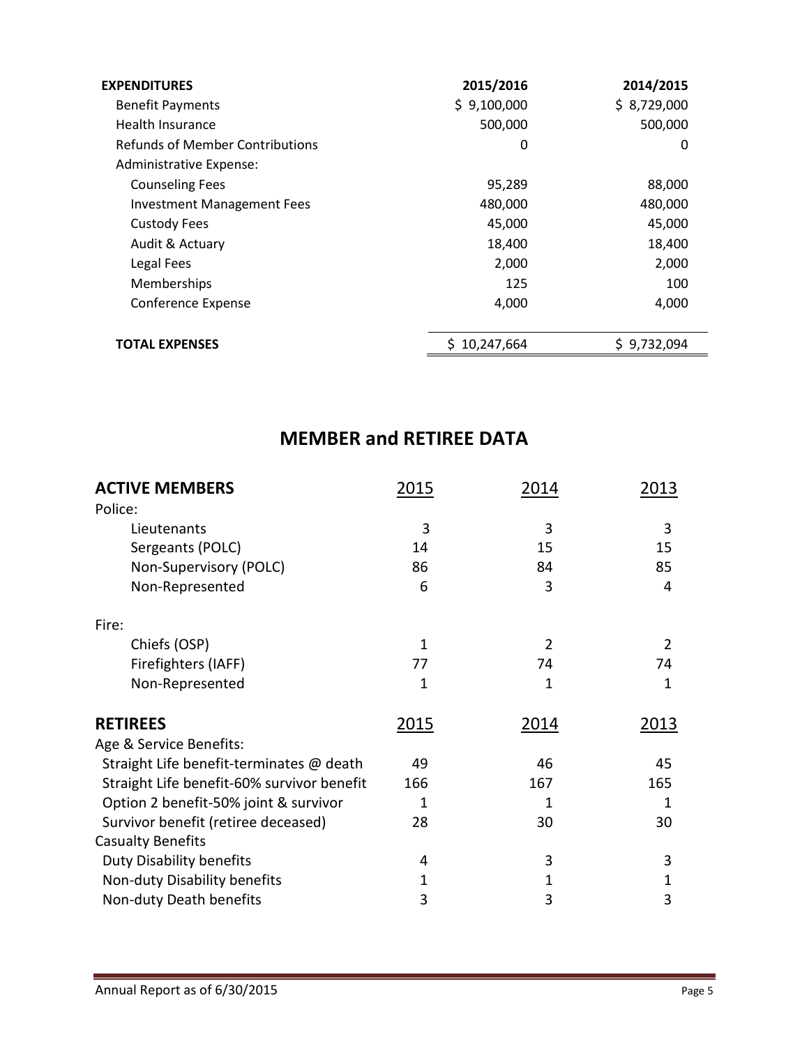| EXPENDITURES | 2015/2016 | 2014/2015 |
|---|---|---|
| Benefit Payments | $ 9,100,000 | $ 8,729,000 |
| Health Insurance | 500,000 | 500,000 |
| Refunds of Member Contributions | 0 | 0 |
| Administrative Expense: | | |
| Counseling Fees | 95,289 | 88,000 |
| Investment Management Fees | 480,000 | 480,000 |
| Custody Fees | 45,000 | 45,000 |
| Audit & Actuary | 18,400 | 18,400 |
| Legal Fees | 2,000 | 2,000 |
| Memberships | 125 | 100 |
| Conference Expense | 4,000 | 4,000 |
| **TOTAL EXPENSES** | $ 10,247,664 | $ 9,732,094 |

## MEMBER and RETIREE DATA

| ACTIVE MEMBERS | 2015 | 2014 | 2013 |
|---|---|---|---|
| Police: | | | |
| Lieutenants | 3 | 3 | 3 |
| Sergeants (POLC) | 14 | 15 | 15 |
| Non-Supervisory (POLC) | 86 | 84 | 85 |
| Non-Represented | 6 | 3 | 4 |
| Fire: | | | |
| Chiefs (OSP) | 1 | 2 | 2 |
| Firefighters (IAFF) | 77 | 74 | 74 |
| Non-Represented | 1 | 1 | 1 |

| RETIREES | 2015 | 2014 | 2013 |
|---|---|---|---|
| Age & Service Benefits: | | | |
| Straight Life benefit-terminates @ death | 49 | 46 | 45 |
| Straight Life benefit-60% survivor benefit | 166 | 167 | 165 |
| Option 2 benefit-50% joint & survivor | 1 | 1 | 1 |
| Survivor benefit (retiree deceased) | 28 | 30 | 30 |
| Casualty Benefits | | | |
| Duty Disability benefits | 4 | 3 | 3 |
| Non-duty Disability benefits | 1 | 1 | 1 |
| Non-duty Death benefits | 3 | 3 | 3 |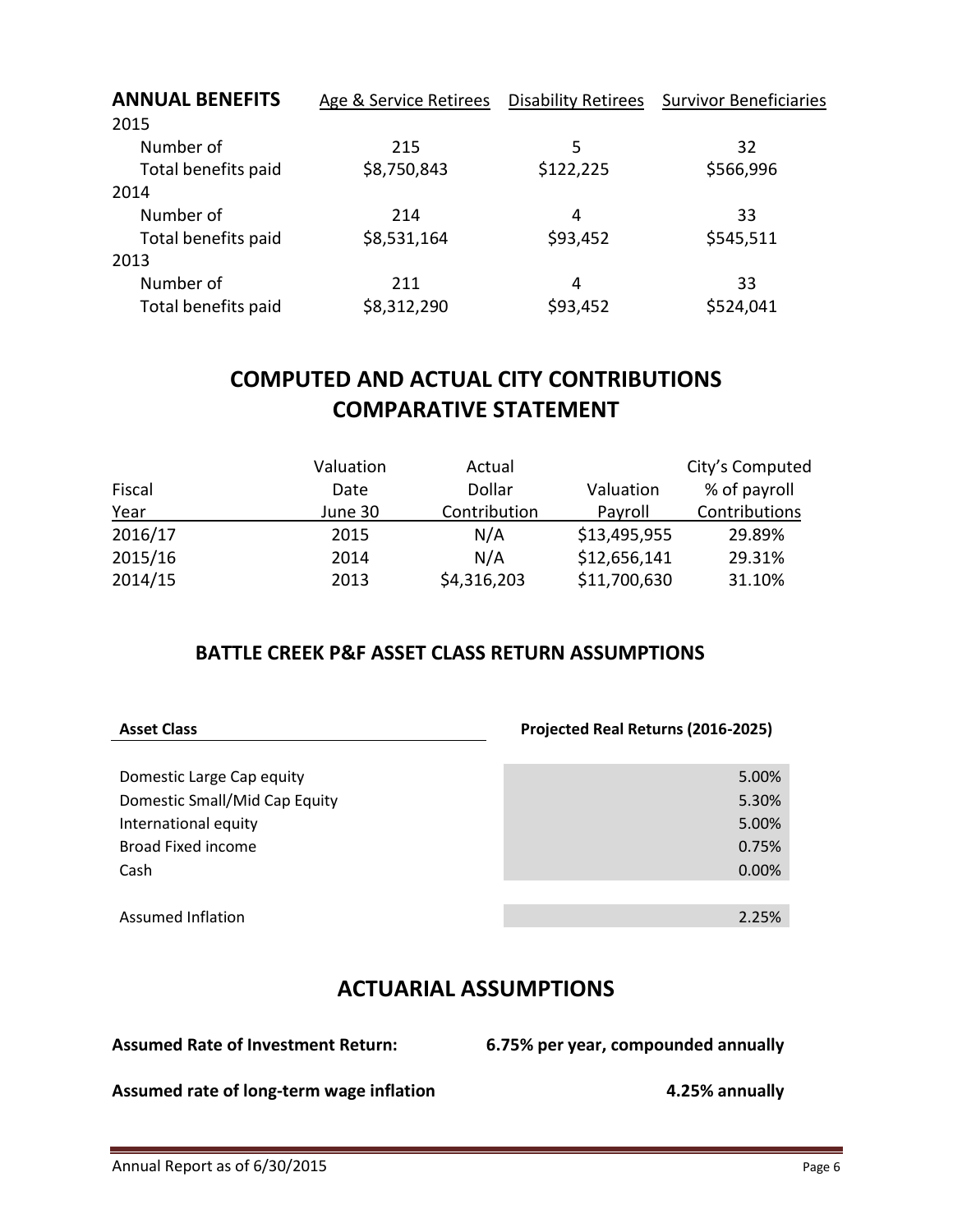| **ANNUAL BENEFITS** | Age & Service Retirees | Disability Retirees | Survivor Beneficiaries |
|---|---|---|---|
| 2015 | | | |
| Number of | 215 | 5 | 32 |
| Total benefits paid | $8,750,843 | $122,225 | $566,996 |
| 2014 | | | |
| Number of | 214 | 4 | 33 |
| Total benefits paid | $8,531,164 | $93,452 | $545,511 |
| 2013 | | | |
| Number of | 211 | 4 | 33 |
| Total benefits paid | $8,312,290 | $93,452 | $524,041 |

## COMPUTED AND ACTUAL CITY CONTRIBUTIONS COMPARATIVE STATEMENT

| Fiscal Year | Valuation Date June 30 | Actual Dollar Contribution | Valuation Payroll | City's Computed % of payroll Contributions |
|---|---|---|---|---|
| 2016/17 | 2015 | N/A | $13,495,955 | 29.89% |
| 2015/16 | 2014 | N/A | $12,656,141 | 29.31% |
| 2014/15 | 2013 | $4,316,203 | $11,700,630 | 31.10% |

### BATTLE CREEK P&F ASSET CLASS RETURN ASSUMPTIONS

| **Asset Class** | **Projected Real Returns (2016-2025)** |
|---|---|
| Domestic Large Cap equity | 5.00% |
| Domestic Small/Mid Cap Equity | 5.30% |
| International equity | 5.00% |
| Broad Fixed income | 0.75% |
| Cash | 0.00% |
| | |
| Assumed Inflation | 2.25% |

## ACTUARIAL ASSUMPTIONS

**Assumed Rate of Investment Return:** **6.75% per year, compounded annually**

**Assumed rate of long-term wage inflation** **4.25% annually**